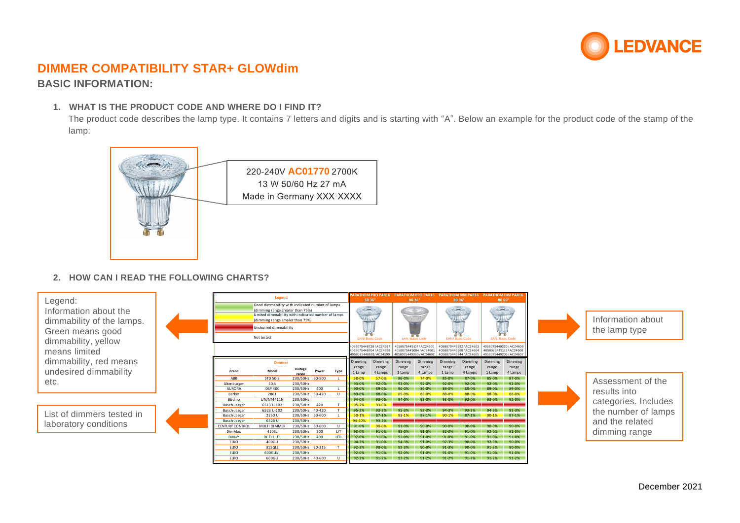# DIMMER COMPATIBILITY STAR+ GLOWdim

## BASIC INFORMATION:

### 1. WHAT IS THE PRODUCT CODE AND WHERE DO I FIND IT?

The product code describes the lamp type. It contains 7 letters and digits and is starting with "A". Below an example for the product code of the stamp of the lamp:

220-240V **AC01770** 2700K
13 W 50/60 Hz 27 mA
Made in Germany XXX-XXXX

### 2. HOW CAN I READ THE FOLLOWING CHARTS?

Legend: Information about the dimmability of the lamps. Green means good dimmability, yellow means limited dimmability, red means undesired dimmability etc.

List of dimmers tested in laboratory conditions

Information about the lamp type

Assessment of the results into categories. Includes the number of lamps and the related dimming range

**Legend**

| Color | Meaning |
|---|---|
| Green | Good dimmability with indicated number of lamps (dimming range greater than 75%) |
| Yellow | Limited dimmability with indicated number of lamps (dimming range smaler than 75%) |
| Red | Undesired dimmability |
| | Not tested |

| Brand | Model | Voltage range | Power | Type | PARATHOM PRO PAR16 50 36° 1 Lamp | PARATHOM PRO PAR16 50 36° 4 Lamps | PARATHOM PRO PAR16 80 36° 1 Lamp | PARATHOM PRO PAR16 80 36° 4 Lamps | PARATHOM DIM PAR16 80 36° 1 Lamp | PARATHOM DIM PAR16 80 36° 4 Lamps | PARATHOM DIM PAR16 80 60° 1 Lamp | PARATHOM DIM PAR16 80 60° 4 Lamps |
|---|---|---|---|---|---|---|---|---|---|---|---|---|
| EAN / Basic Code | | | | | 4058075448728 / AC24597<br>4058075448704 / AC24598<br>4058075448681 / AC24599 | | 4058075449107 / AC24600<br>4058075449084 / AC24601<br>4058075449060 / AC24602 | | 4058075449282 / AC24603<br>4058075449268 / AC24604<br>4058075449244 / AC24605 | | 4058075449220 / AC24606<br>4058075449183 / AC24608<br>4058075449206 / AC24607 | |
| ABB | STD 50-3 | 230/50Hz | 60-500 | L | 58-0% | 57-0% | 86-0% | 74-0% | 85-0% | 87-0% | 85-0% | 87-0% |
| Altenburger | 50,3 | 230/50Hz | | | 93-0% | 92-0% | 93-0% | 92-0% | 92-0% | 92-0% | 92-0% | 92-0% |
| AURORA | DSP 400 | 230/50Hz | 400 | L | 90-0% | 89-0% | 90-0% | 89-0% | 89-0% | 89-0% | 89-0% | 89-0% |
| Berker | 2861 | 230/50Hz | 50-420 | U | 89-0% | 88-0% | 89-0% | 88-0% | 88-0% | 88-0% | 88-0% | 88-0% |
| Bticino | L/N/NT4411N | 230/50Hz | | | 94-0% | 93-0% | 94-0% | 93-0% | 93-0% | 92-0% | 93-0% | 92-0% |
| Busch-Jaeger | 6513 U-102 | 230/50Hz | 420 | T | 95-2% | 93-0% | | | | | | |
| Busch-Jaeger | 6523 U-102 | 230/50Hz | 40-420 | T | 95-3% | 93-3% | 95-3% | 93-3% | 94-3% | 93-3% | 94-3% | 93-3% |
| Busch-Jaeger | 2250 U | 230/50Hz | 60-600 | L | 50-1% | 87-1% | 93-1% | 87-1% | 90-1% | 87-1% | 90-1% | 87-1% |
| Busch-Jaeger | 6526 U | 230/50Hz | | | 94-40% | 93-2% | | | | | | |
| CENTURY CONTROL | MULTI DIMMER | 230/50Hz | 60-600 | U | 91-0% | 90-0% | 91-0% | 90-0% | 90-0% | 90-0% | 90-0% | 90-0% |
| DimMax | 420SL | 230/50Hz | 200 | L/T | 93-0% | 91-0% | 93-0% | 91-0% | 92-0% | 91-0% | 92-0% | 91-0% |
| DINUY | RE EL1 LE1 | 230/50Hz | 400 | LED | 92-0% | 91-0% | 92-0% | 91-0% | 91-0% | 91-0% | 91-0% | 91-0% |
| ELKO | 400GLI | 230/50Hz | | | 94-3% | 91-0% | 94-3% | 91-0% | 92-3% | 90-0% | 92-3% | 90-0% |
| ELKO | 315GLE | 230/50Hz | 20-315 | T | 92-3% | 90-0% | 92-3% | 90-0% | 91-3% | 90-0% | 91-3% | 90-0% |
| ELKO | 600GLE/I | 230/50Hz | | | 92-0% | 91-0% | 92-0% | 91-0% | 91-0% | 91-0% | 91-0% | 91-0% |
| ELKO | 600GLi | 230/50Hz | 40-600 | U | 92-2% | 91-2% | 92-2% | 91-2% | 91-2% | 91-2% | 91-2% | 91-2% |

December 2021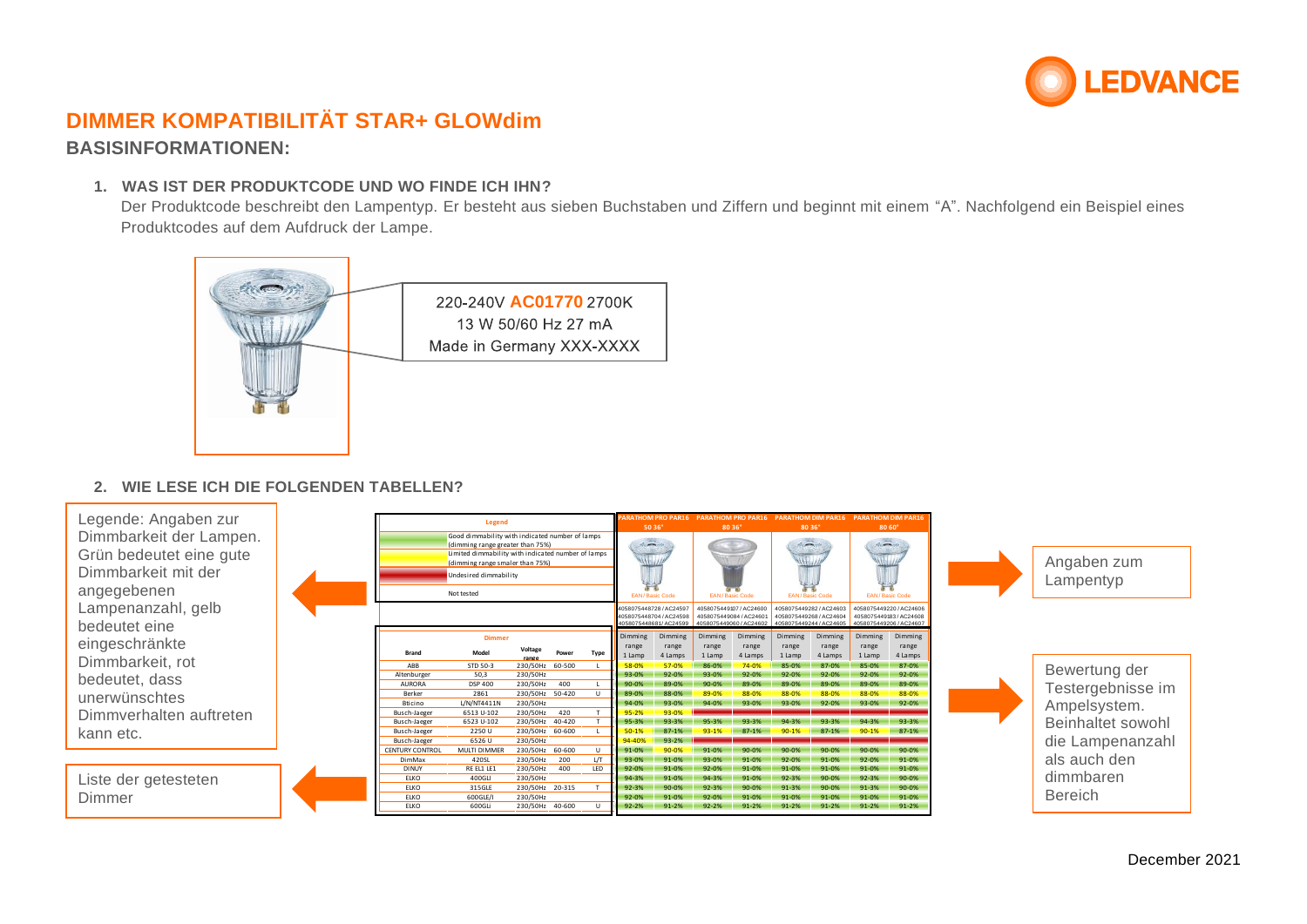# DIMMER KOMPATIBILITÄT STAR+ GLOWdim

## BASISINFORMATIONEN:

### 1. WAS IST DER PRODUKTCODE UND WO FINDE ICH IHN?

Der Produktcode beschreibt den Lampentyp. Er besteht aus sieben Buchstaben und Ziffern und beginnt mit einem “A”. Nachfolgend ein Beispiel eines Produktcodes auf dem Aufdruck der Lampe.

220-240V **AC01770** 2700K
13 W 50/60 Hz 27 mA
Made in Germany XXX-XXXX

### 2. WIE LESE ICH DIE FOLGENDEN TABELLEN?

Legende: Angaben zur Dimmbarkeit der Lampen. Grün bedeutet eine gute Dimmbarkeit mit der angegebenen Lampenanzahl, gelb bedeutet eine eingeschränkte Dimmbarkeit, rot bedeutet, dass unerwünschtes Dimmverhalten auftreten kann etc.

Liste der getesteten Dimmer

Angaben zum Lampentyp

Bewertung der Testergebnisse im Ampelsystem. Beinhaltet sowohl die Lampenanzahl als auch den dimmbaren Bereich

**Legend**

| Color | Meaning |
|---|---|
| Green | Good dimmability with indicated number of lamps (dimming range greater than 75%) |
| Yellow | Limited dimmability with indicated number of lamps (dimming range smaller than 75%) |
| Red | Undesired dimmability |
| White | Not tested |

| Dimmer | | | | | PARATHOM PRO PAR16 50 36° | | PARATHOM PRO PAR16 80 36° | | PARATHOM DIM PAR16 80 36° | | PARATHOM DIM PAR16 80 60° | |
|---|---|---|---|---|---|---|---|---|---|---|---|---|
| | | | | | EAN / Basic Code | | EAN / Basic Code | | EAN / Basic Code | | EAN / Basic Code | |
| | | | | | 4058075448728 / AC24597<br>4058075448704 / AC24598<br>4058075448681/ AC24599 | | 4058075449107 / AC24600<br>4058075449084 / AC24601<br>4058075449060 / AC24602 | | 4058075449282 / AC24603<br>4058075449268 / AC24604<br>4058075449244 / AC24605 | | 4058075449220 / AC24606<br>4058075449183 / AC24608<br>4058075449206 / AC24607 | |
| Brand | Model | Voltage range | Power | Type | Dimming range 1 Lamp | Dimming range 4 Lamps | Dimming range 1 Lamp | Dimming range 4 Lamps | Dimming range 1 Lamp | Dimming range 4 Lamps | Dimming range 1 Lamp | Dimming range 4 Lamps |
| ABB | STD 50-3 | 230/50Hz | 60-500 | L | 58-0% | 57-0% | 86-0% | 74-0% | 85-0% | 87-0% | 85-0% | 87-0% |
| Altenburger | 50,3 | 230/50Hz | | | 93-0% | 92-0% | 93-0% | 92-0% | 92-0% | 92-0% | 92-0% | 92-0% |
| AURORA | DSP 400 | 230/50Hz | 400 | L | 90-0% | 89-0% | 90-0% | 89-0% | 89-0% | 89-0% | 89-0% | 89-0% |
| Berker | 2861 | 230/50Hz | 50-420 | U | 89-0% | 88-0% | 89-0% | 88-0% | 88-0% | 88-0% | 88-0% | 88-0% |
| Bticino | L/N/NT4411N | 230/50Hz | | | 94-0% | 93-0% | 94-0% | 93-0% | 93-0% | 92-0% | 93-0% | 92-0% |
| Busch-Jaeger | 6513 U-102 | 230/50Hz | 420 | T | 95-2% | 93-0% | | | | | | |
| Busch-Jaeger | 6523 U-102 | 230/50Hz | 40-420 | T | 95-3% | 93-3% | 95-3% | 93-3% | 94-3% | 93-3% | 94-3% | 93-3% |
| Busch-Jaeger | 2250 U | 230/50Hz | 60-600 | L | 50-1% | 87-1% | 93-1% | 87-1% | 90-1% | 87-1% | 90-1% | 87-1% |
| Busch-Jaeger | 6526 U | 230/50Hz | | | 94-40% | 93-2% | | | | | | |
| CENTURY CONTROL | MULTI DIMMER | 230/50Hz | 60-600 | U | 91-0% | 90-0% | 91-0% | 90-0% | 90-0% | 90-0% | 90-0% | 90-0% |
| DimMax | 420SL | 230/50Hz | 200 | L/T | 93-0% | 91-0% | 93-0% | 91-0% | 92-0% | 91-0% | 92-0% | 91-0% |
| DINUY | RE EL1 LE1 | 230/50Hz | 400 | LED | 92-0% | 91-0% | 92-0% | 91-0% | 91-0% | 91-0% | 91-0% | 91-0% |
| ELKO | 400GLI | 230/50Hz | | | 94-3% | 91-0% | 94-3% | 91-0% | 92-3% | 90-0% | 92-3% | 90-0% |
| ELKO | 315GLE | 230/50Hz | 20-315 | T | 92-3% | 90-0% | 92-3% | 90-0% | 91-3% | 90-0% | 91-3% | 90-0% |
| ELKO | 600GLE/I | 230/50Hz | | | 92-0% | 91-0% | 92-0% | 91-0% | 91-0% | 91-0% | 91-0% | 91-0% |
| ELKO | 600GLi | 230/50Hz | 40-600 | U | 92-2% | 91-2% | 92-2% | 91-2% | 91-2% | 91-2% | 91-2% | 91-2% |

December 2021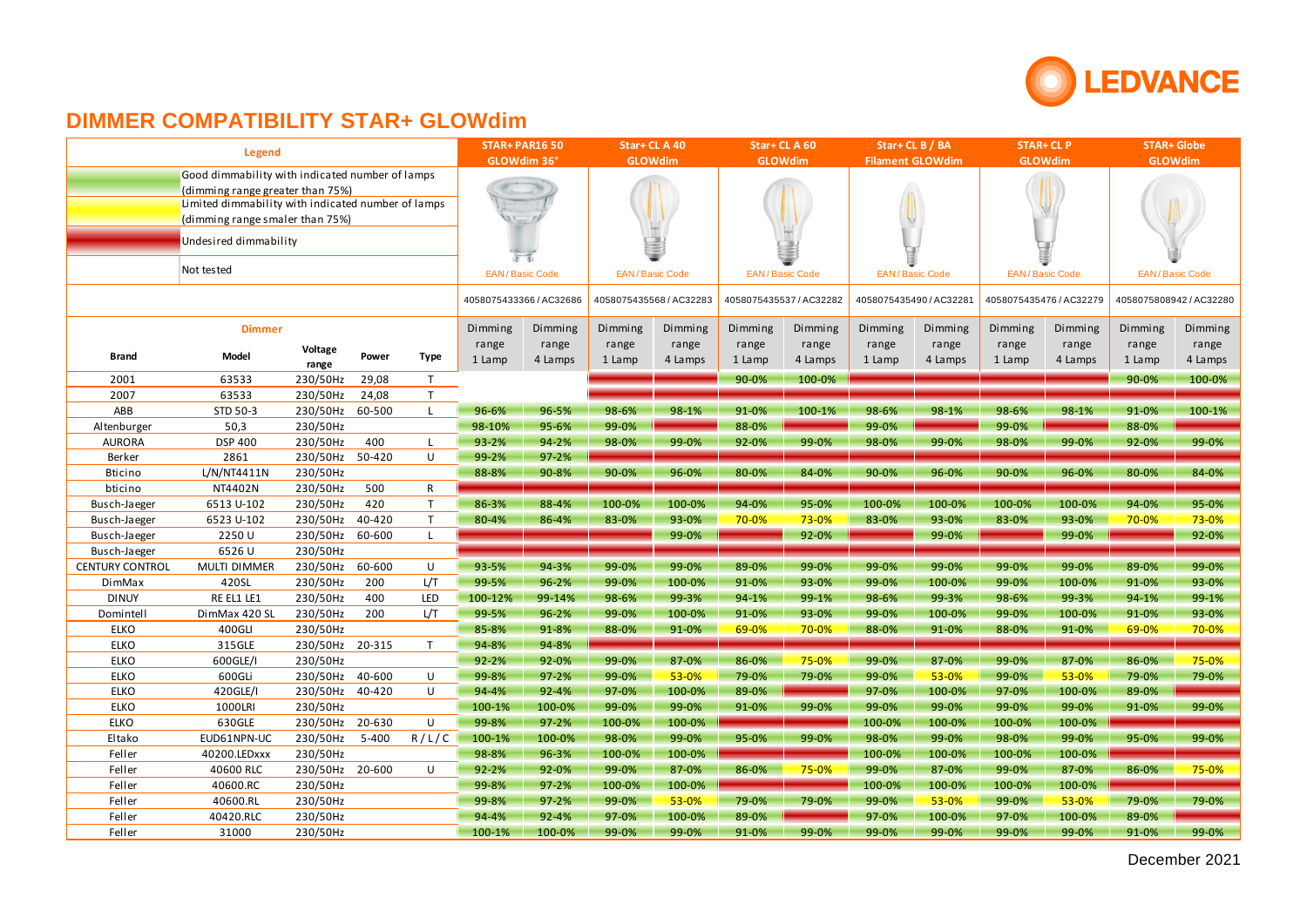# DIMMER COMPATIBILITY STAR+ GLOWdim

| Legend | | | | | STAR+ PAR16 50 GLOWdim 36° | | Star+ CL A 40 GLOWdim | | Star+ CL A 60 GLOWdim | | Star+ CL B / BA Filament GLOWdim | | STAR+ CL P GLOWdim | | STAR+ Globe GLOWdim | |
|---|---|---|---|---|---|---|---|---|---|---|---|---|---|---|---|---|
| (green) | Good dimmability with indicated number of lamps (dimming range greater than 75%) | | | | | | | | | | | | | | | |
| (yellow) | Limited dimmability with indicated number of lamps (dimming range smaler than 75%) | | | | | | | | | | | | | | | |
| (red) | Undesired dimmability | | | | | | | | | | | | | | | |
| | Not tested | | | | EAN / Basic Code | | EAN / Basic Code | | EAN / Basic Code | | EAN / Basic Code | | EAN / Basic Code | | EAN / Basic Code | |
| | | | | | 4058075433366 / AC32686 | | 4058075435568 / AC32283 | | 4058075435537 / AC32282 | | 4058075435490 / AC32281 | | 4058075435476 / AC32279 | | 4058075808942 / AC32280 | |
| Dimmer | | | | | | | | | | | | | | | | |
| Brand | Model | Voltage range | Power | Type | Dimming range 1 Lamp | Dimming range 4 Lamps | Dimming range 1 Lamp | Dimming range 4 Lamps | Dimming range 1 Lamp | Dimming range 4 Lamps | Dimming range 1 Lamp | Dimming range 4 Lamps | Dimming range 1 Lamp | Dimming range 4 Lamps | Dimming range 1 Lamp | Dimming range 4 Lamps |
| 2001 | 63533 | 230/50Hz | 29,08 | T | | | | | 90-0% | 100-0% | | | | | 90-0% | 100-0% |
| 2007 | 63533 | 230/50Hz | 24,08 | T | | | | | | | | | | | | |
| ABB | STD 50-3 | 230/50Hz | 60-500 | L | 96-6% | 96-5% | 98-6% | 98-1% | 91-0% | 100-1% | 98-6% | 98-1% | 98-6% | 98-1% | 91-0% | 100-1% |
| Altenburger | 50,3 | 230/50Hz | | | 98-10% | 95-6% | 99-0% | | 88-0% | | 99-0% | | 99-0% | | 88-0% | |
| AURORA | DSP 400 | 230/50Hz | 400 | L | 93-2% | 94-2% | 98-0% | 99-0% | 92-0% | 99-0% | 98-0% | 99-0% | 98-0% | 99-0% | 92-0% | 99-0% |
| Berker | 2861 | 230/50Hz | 50-420 | U | 99-2% | 97-2% | | | | | | | | | | |
| Bticino | L/N/NT4411N | 230/50Hz | | | 88-8% | 90-8% | 90-0% | 96-0% | 80-0% | 84-0% | 90-0% | 96-0% | 90-0% | 96-0% | 80-0% | 84-0% |
| bticino | NT4402N | 230/50Hz | 500 | R | | | | | | | | | | | | |
| Busch-Jaeger | 6513 U-102 | 230/50Hz | 420 | T | 86-3% | 88-4% | 100-0% | 100-0% | 94-0% | 95-0% | 100-0% | 100-0% | 100-0% | 100-0% | 94-0% | 95-0% |
| Busch-Jaeger | 6523 U-102 | 230/50Hz | 40-420 | T | 80-4% | 86-4% | 83-0% | 93-0% | 70-0% | 73-0% | 83-0% | 93-0% | 83-0% | 93-0% | 70-0% | 73-0% |
| Busch-Jaeger | 2250 U | 230/50Hz | 60-600 | L | | | | 99-0% | | 92-0% | | 99-0% | | 99-0% | | 92-0% |
| Busch-Jaeger | 6526 U | 230/50Hz | | | | | | | | | | | | | | |
| CENTURY CONTROL | MULTI DIMMER | 230/50Hz | 60-600 | U | 93-5% | 94-3% | 99-0% | 99-0% | 89-0% | 99-0% | 99-0% | 99-0% | 99-0% | 99-0% | 89-0% | 99-0% |
| DimMax | 420SL | 230/50Hz | 200 | L/T | 99-5% | 96-2% | 99-0% | 100-0% | 91-0% | 93-0% | 99-0% | 100-0% | 99-0% | 100-0% | 91-0% | 93-0% |
| DINUY | RE EL1 LE1 | 230/50Hz | 400 | LED | 100-12% | 99-14% | 98-6% | 99-3% | 94-1% | 99-1% | 98-6% | 99-3% | 98-6% | 99-3% | 94-1% | 99-1% |
| Domintell | DimMax 420 SL | 230/50Hz | 200 | L/T | 99-5% | 96-2% | 99-0% | 100-0% | 91-0% | 93-0% | 99-0% | 100-0% | 99-0% | 100-0% | 91-0% | 93-0% |
| ELKO | 400GLI | 230/50Hz | | | 85-8% | 91-8% | 88-0% | 91-0% | 69-0% | 70-0% | 88-0% | 91-0% | 88-0% | 91-0% | 69-0% | 70-0% |
| ELKO | 315GLE | 230/50Hz | 20-315 | T | 94-8% | 94-8% | | | | | | | | | | |
| ELKO | 600GLE/I | 230/50Hz | | | 92-2% | 92-0% | 99-0% | 87-0% | 86-0% | 75-0% | 99-0% | 87-0% | 99-0% | 87-0% | 86-0% | 75-0% |
| ELKO | 600GLi | 230/50Hz | 40-600 | U | 99-8% | 97-2% | 99-0% | 53-0% | 79-0% | 79-0% | 99-0% | 53-0% | 99-0% | 53-0% | 79-0% | 79-0% |
| ELKO | 420GLE/I | 230/50Hz | 40-420 | U | 94-4% | 92-4% | 97-0% | 100-0% | 89-0% | | 97-0% | 100-0% | 97-0% | 100-0% | 89-0% | |
| ELKO | 1000LRI | 230/50Hz | | | 100-1% | 100-0% | 99-0% | 99-0% | 91-0% | 99-0% | 99-0% | 99-0% | 99-0% | 99-0% | 91-0% | 99-0% |
| ELKO | 630GLE | 230/50Hz | 20-630 | U | 99-8% | 97-2% | 100-0% | 100-0% | | | 100-0% | 100-0% | 100-0% | 100-0% | | |
| Eltako | EUD61NPN-UC | 230/50Hz | 5-400 | R / L / C | 100-1% | 100-0% | 98-0% | 99-0% | 95-0% | 99-0% | 98-0% | 99-0% | 98-0% | 99-0% | 95-0% | 99-0% |
| Feller | 40200.LEDxxx | 230/50Hz | | | 98-8% | 96-3% | 100-0% | 100-0% | | | 100-0% | 100-0% | 100-0% | 100-0% | | |
| Feller | 40600 RLC | 230/50Hz | 20-600 | U | 92-2% | 92-0% | 99-0% | 87-0% | 86-0% | 75-0% | 99-0% | 87-0% | 99-0% | 87-0% | 86-0% | 75-0% |
| Feller | 40600.RC | 230/50Hz | | | 99-8% | 97-2% | 100-0% | 100-0% | | | 100-0% | 100-0% | 100-0% | 100-0% | | |
| Feller | 40600.RL | 230/50Hz | | | 99-8% | 97-2% | 99-0% | 53-0% | 79-0% | 79-0% | 99-0% | 53-0% | 99-0% | 53-0% | 79-0% | 79-0% |
| Feller | 40420.RLC | 230/50Hz | | | 94-4% | 92-4% | 97-0% | 100-0% | 89-0% | | 97-0% | 100-0% | 97-0% | 100-0% | 89-0% | |
| Feller | 31000 | 230/50Hz | | | 100-1% | 100-0% | 99-0% | 99-0% | 91-0% | 99-0% | 99-0% | 99-0% | 99-0% | 99-0% | 91-0% | 99-0% |

December 2021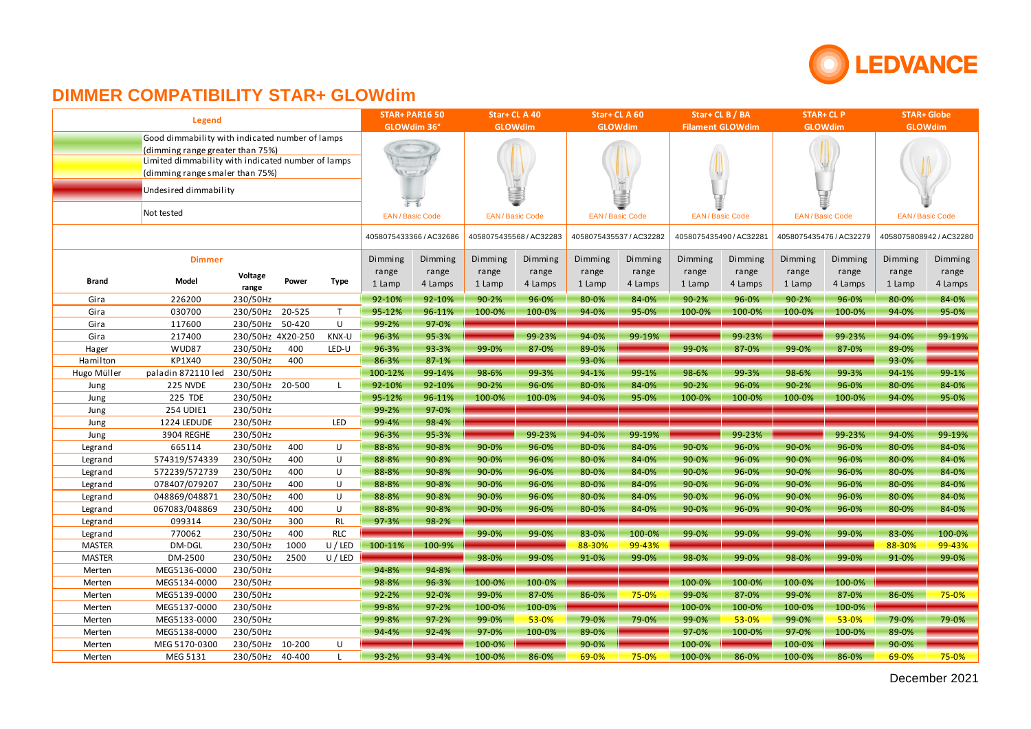# DIMMER COMPATIBILITY STAR+ GLOWdim

| Legend | |
|---|---|
| (green) | Good dimmability with indicated number of lamps (dimming range greater than 75%) |
| (yellow) | Limited dimmability with indicated number of lamps (dimming range smaler than 75%) |
| (red) | Undesired dimmability |
| (blank) | Not tested |

| Dimmer | | | | | STAR+ PAR16 50 GLOWdim 36° | | Star+ CL A 40 GLOWdim | | Star+ CL A 60 GLOWdim | | Star+ CL B / BA Filament GLOWdim | | STAR+ CL P GLOWdim | | STAR+ Globe GLOWdim | |
|---|---|---|---|---|---|---|---|---|---|---|---|---|---|---|---|---|
| | | | | EAN / Basic Code | 4058075433366 / AC32686 | | 4058075435568 / AC32283 | | 4058075435537 / AC32282 | | 4058075435490 / AC32281 | | 4058075435476 / AC32279 | | 4058075808942 / AC32280 | |
| Brand | Model | Voltage range | Power | Type | Dimming range 1 Lamp | Dimming range 4 Lamps | Dimming range 1 Lamp | Dimming range 4 Lamps | Dimming range 1 Lamp | Dimming range 4 Lamps | Dimming range 1 Lamp | Dimming range 4 Lamps | Dimming range 1 Lamp | Dimming range 4 Lamps | Dimming range 1 Lamp | Dimming range 4 Lamps |
| Gira | 226200 | 230/50Hz | | | 92-10% | 92-10% | 90-2% | 96-0% | 80-0% | 84-0% | 90-2% | 96-0% | 90-2% | 96-0% | 80-0% | 84-0% |
| Gira | 030700 | 230/50Hz | 20-525 | T | 95-12% | 96-11% | 100-0% | 100-0% | 94-0% | 95-0% | 100-0% | 100-0% | 100-0% | 100-0% | 94-0% | 95-0% |
| Gira | 117600 | 230/50Hz | 50-420 | U | 99-2% | 97-0% | | | | | | | | | | |
| Gira | 217400 | 230/50Hz | 4X20-250 | KNX-U | 96-3% | 95-3% | | 99-23% | 94-0% | 99-19% | | 99-23% | | 99-23% | 94-0% | 99-19% |
| Hager | WUD87 | 230/50Hz | 400 | LED-U | 96-3% | 93-3% | 99-0% | 87-0% | 89-0% | | 99-0% | 87-0% | 99-0% | 87-0% | 89-0% | |
| Hamilton | KP1X40 | 230/50Hz | 400 | | 86-3% | 87-1% | | | 93-0% | | | | | | 93-0% | |
| Hugo Müller | paladin 872110 led | 230/50Hz | | | 100-12% | 99-14% | 98-6% | 99-3% | 94-1% | 99-1% | 98-6% | 99-3% | 98-6% | 99-3% | 94-1% | 99-1% |
| Jung | 225 NVDE | 230/50Hz | 20-500 | L | 92-10% | 92-10% | 90-2% | 96-0% | 80-0% | 84-0% | 90-2% | 96-0% | 90-2% | 96-0% | 80-0% | 84-0% |
| Jung | 225 TDE | 230/50Hz | | | 95-12% | 96-11% | 100-0% | 100-0% | 94-0% | 95-0% | 100-0% | 100-0% | 100-0% | 100-0% | 94-0% | 95-0% |
| Jung | 254 UDIE1 | 230/50Hz | | | 99-2% | 97-0% | | | | | | | | | | |
| Jung | 1224 LEDUDE | 230/50Hz | | LED | 99-4% | 98-4% | | | | | | | | | | |
| Jung | 3904 REGHE | 230/50Hz | | | 96-3% | 95-3% | | 99-23% | 94-0% | 99-19% | | 99-23% | | 99-23% | 94-0% | 99-19% |
| Legrand | 665114 | 230/50Hz | 400 | U | 88-8% | 90-8% | 90-0% | 96-0% | 80-0% | 84-0% | 90-0% | 96-0% | 90-0% | 96-0% | 80-0% | 84-0% |
| Legrand | 574319/574339 | 230/50Hz | 400 | U | 88-8% | 90-8% | 90-0% | 96-0% | 80-0% | 84-0% | 90-0% | 96-0% | 90-0% | 96-0% | 80-0% | 84-0% |
| Legrand | 572239/572739 | 230/50Hz | 400 | U | 88-8% | 90-8% | 90-0% | 96-0% | 80-0% | 84-0% | 90-0% | 96-0% | 90-0% | 96-0% | 80-0% | 84-0% |
| Legrand | 078407/079207 | 230/50Hz | 400 | U | 88-8% | 90-8% | 90-0% | 96-0% | 80-0% | 84-0% | 90-0% | 96-0% | 90-0% | 96-0% | 80-0% | 84-0% |
| Legrand | 048869/048871 | 230/50Hz | 400 | U | 88-8% | 90-8% | 90-0% | 96-0% | 80-0% | 84-0% | 90-0% | 96-0% | 90-0% | 96-0% | 80-0% | 84-0% |
| Legrand | 067083/048869 | 230/50Hz | 400 | U | 88-8% | 90-8% | 90-0% | 96-0% | 80-0% | 84-0% | 90-0% | 96-0% | 90-0% | 96-0% | 80-0% | 84-0% |
| Legrand | 099314 | 230/50Hz | 300 | RL | 97-3% | 98-2% | | | | | | | | | | |
| Legrand | 770062 | 230/50Hz | 400 | RLC | | | 99-0% | 99-0% | 83-0% | 100-0% | 99-0% | 99-0% | 99-0% | 99-0% | 83-0% | 100-0% |
| MASTER | DM-DGL | 230/50Hz | 1000 | U / LED | 100-11% | 100-9% | | | 88-30% | 99-43% | | | | | 88-30% | 99-43% |
| MASTER | DM-2500 | 230/50Hz | 2500 | U / LED | | | 98-0% | 99-0% | 91-0% | 99-0% | 98-0% | 99-0% | 98-0% | 99-0% | 91-0% | 99-0% |
| Merten | MEG5136-0000 | 230/50Hz | | | 94-8% | 94-8% | | | | | | | | | | |
| Merten | MEG5134-0000 | 230/50Hz | | | 98-8% | 96-3% | 100-0% | 100-0% | | | 100-0% | 100-0% | 100-0% | 100-0% | | |
| Merten | MEG5139-0000 | 230/50Hz | | | 92-2% | 92-0% | 99-0% | 87-0% | 86-0% | 75-0% | 99-0% | 87-0% | 99-0% | 87-0% | 86-0% | 75-0% |
| Merten | MEG5137-0000 | 230/50Hz | | | 99-8% | 97-2% | 100-0% | 100-0% | | | 100-0% | 100-0% | 100-0% | 100-0% | | |
| Merten | MEG5133-0000 | 230/50Hz | | | 99-8% | 97-2% | 99-0% | 53-0% | 79-0% | 79-0% | 99-0% | 53-0% | 99-0% | 53-0% | 79-0% | 79-0% |
| Merten | MEG5138-0000 | 230/50Hz | | | 94-4% | 92-4% | 97-0% | 100-0% | 89-0% | | 97-0% | 100-0% | 97-0% | 100-0% | 89-0% | |
| Merten | MEG 5170-0300 | 230/50Hz | 10-200 | U | | | 100-0% | | 90-0% | | 100-0% | | 100-0% | | 90-0% | |
| Merten | MEG 5131 | 230/50Hz | 40-400 | L | 93-2% | 93-4% | 100-0% | 86-0% | 69-0% | 75-0% | 100-0% | 86-0% | 100-0% | 86-0% | 69-0% | 75-0% |

December 2021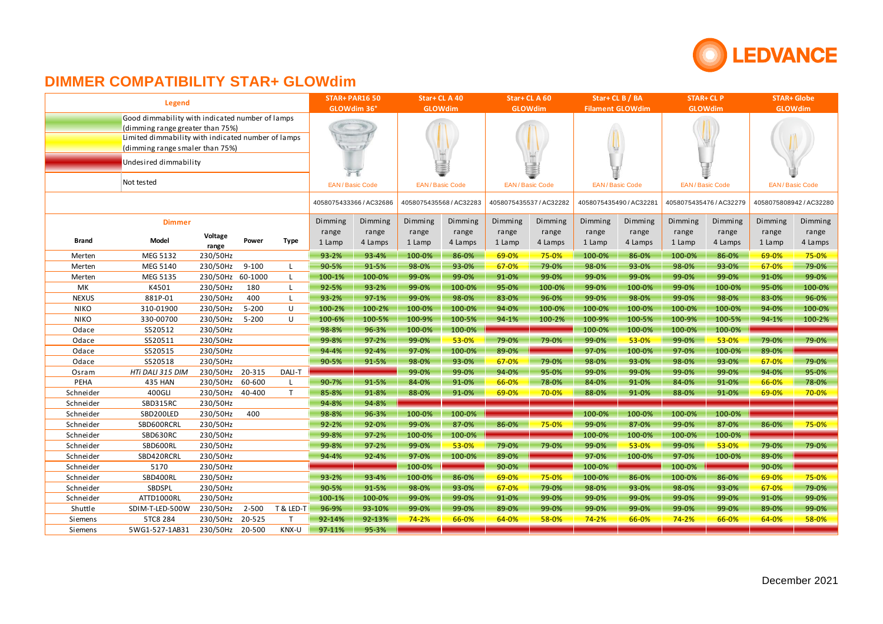# DIMMER COMPATIBILITY STAR+ GLOWdim

| Legend | |
|---|---|
| (green) | Good dimmability with indicated number of lamps (dimming range greater than 75%) |
| (yellow) | Limited dimmability with indicated number of lamps (dimming range smaler than 75%) |
| (red) | Undesired dimmability |
| | Not tested |

| Dimmer | | | | | STAR+ PAR16 50 GLOWdim 36° | | Star+ CL A 40 GLOWdim | | Star+ CL A 60 GLOWdim | | Star+ CL B / BA Filament GLOWdim | | STAR+ CL P GLOWdim | | STAR+ Globe GLOWdim | |
|---|---|---|---|---|---|---|---|---|---|---|---|---|---|---|---|---|
| | | | | EAN / Basic Code | 4058075433366 / AC32686 | | 4058075435568 / AC32283 | | 4058075435537 / AC32282 | | 4058075435490 / AC32281 | | 4058075435476 / AC32279 | | 4058075808942 / AC32280 | |
| Brand | Model | Voltage range | Power | Type | Dimming range 1 Lamp | Dimming range 4 Lamps | Dimming range 1 Lamp | Dimming range 4 Lamps | Dimming range 1 Lamp | Dimming range 4 Lamps | Dimming range 1 Lamp | Dimming range 4 Lamps | Dimming range 1 Lamp | Dimming range 4 Lamps | Dimming range 1 Lamp | Dimming range 4 Lamps |
| Merten | MEG 5132 | 230/50Hz | | | 93-2% | 93-4% | 100-0% | 86-0% | 69-0% | 75-0% | 100-0% | 86-0% | 100-0% | 86-0% | 69-0% | 75-0% |
| Merten | MEG 5140 | 230/50Hz | 9-100 | L | 90-5% | 91-5% | 98-0% | 93-0% | 67-0% | 79-0% | 98-0% | 93-0% | 98-0% | 93-0% | 67-0% | 79-0% |
| Merten | MEG 5135 | 230/50Hz | 60-1000 | L | 100-1% | 100-0% | 99-0% | 99-0% | 91-0% | 99-0% | 99-0% | 99-0% | 99-0% | 99-0% | 91-0% | 99-0% |
| MK | K4501 | 230/50Hz | 180 | L | 92-5% | 93-2% | 99-0% | 100-0% | 95-0% | 100-0% | 99-0% | 100-0% | 99-0% | 100-0% | 95-0% | 100-0% |
| NEXUS | 881P-01 | 230/50Hz | 400 | L | 93-2% | 97-1% | 99-0% | 98-0% | 83-0% | 96-0% | 99-0% | 98-0% | 99-0% | 98-0% | 83-0% | 96-0% |
| NIKO | 310-01900 | 230/50Hz | 5-200 | U | 100-2% | 100-2% | 100-0% | 100-0% | 94-0% | 100-0% | 100-0% | 100-0% | 100-0% | 100-0% | 94-0% | 100-0% |
| NIKO | 330-00700 | 230/50Hz | 5-200 | U | 100-6% | 100-5% | 100-9% | 100-5% | 94-1% | 100-2% | 100-9% | 100-5% | 100-9% | 100-5% | 94-1% | 100-2% |
| Odace | S520512 | 230/50Hz | | | 98-8% | 96-3% | 100-0% | 100-0% | | | 100-0% | 100-0% | 100-0% | 100-0% | | |
| Odace | S520511 | 230/50Hz | | | 99-8% | 97-2% | 99-0% | 53-0% | 79-0% | 79-0% | 99-0% | 53-0% | 99-0% | 53-0% | 79-0% | 79-0% |
| Odace | S520515 | 230/50Hz | | | 94-4% | 92-4% | 97-0% | 100-0% | 89-0% | | 97-0% | 100-0% | 97-0% | 100-0% | 89-0% | |
| Odace | S520518 | 230/50Hz | | | 90-5% | 91-5% | 98-0% | 93-0% | 67-0% | 79-0% | 98-0% | 93-0% | 98-0% | 93-0% | 67-0% | 79-0% |
| Osram | *HTi DALI 315 DIM* | 230/50Hz | 20-315 | DALI-T | | | 99-0% | 99-0% | 94-0% | 95-0% | 99-0% | 99-0% | 99-0% | 99-0% | 94-0% | 95-0% |
| PEHA | 435 HAN | 230/50Hz | 60-600 | L | 90-7% | 91-5% | 84-0% | 91-0% | 66-0% | 78-0% | 84-0% | 91-0% | 84-0% | 91-0% | 66-0% | 78-0% |
| Schneider | 400GLI | 230/50Hz | 40-400 | T | 85-8% | 91-8% | 88-0% | 91-0% | 69-0% | 70-0% | 88-0% | 91-0% | 88-0% | 91-0% | 69-0% | 70-0% |
| Schneider | SBD315RC | 230/50Hz | | | 94-8% | 94-8% | | | | | | | | | | |
| Schneider | SBD200LED | 230/50Hz | 400 | | 98-8% | 96-3% | 100-0% | 100-0% | | | 100-0% | 100-0% | 100-0% | 100-0% | | |
| Schneider | SBD600RCRL | 230/50Hz | | | 92-2% | 92-0% | 99-0% | 87-0% | 86-0% | 75-0% | 99-0% | 87-0% | 99-0% | 87-0% | 86-0% | 75-0% |
| Schneider | SBD630RC | 230/50Hz | | | 99-8% | 97-2% | 100-0% | 100-0% | | | 100-0% | 100-0% | 100-0% | 100-0% | | |
| Schneider | SBD600RL | 230/50Hz | | | 99-8% | 97-2% | 99-0% | 53-0% | 79-0% | 79-0% | 99-0% | 53-0% | 99-0% | 53-0% | 79-0% | 79-0% |
| Schneider | SBD420RCRL | 230/50Hz | | | 94-4% | 92-4% | 97-0% | 100-0% | 89-0% | | 97-0% | 100-0% | 97-0% | 100-0% | 89-0% | |
| Schneider | 5170 | 230/50Hz | | | | | 100-0% | | 90-0% | | 100-0% | | 100-0% | | 90-0% | |
| Schneider | SBD400RL | 230/50Hz | | | 93-2% | 93-4% | 100-0% | 86-0% | 69-0% | 75-0% | 100-0% | 86-0% | 100-0% | 86-0% | 69-0% | 75-0% |
| Schneider | SBDSPL | 230/50Hz | | | 90-5% | 91-5% | 98-0% | 93-0% | 67-0% | 79-0% | 98-0% | 93-0% | 98-0% | 93-0% | 67-0% | 79-0% |
| Schneider | ATTD1000RL | 230/50Hz | | | 100-1% | 100-0% | 99-0% | 99-0% | 91-0% | 99-0% | 99-0% | 99-0% | 99-0% | 99-0% | 91-0% | 99-0% |
| Shuttle | SDIM-T-LED-500W | 230/50Hz | 2-500 | T & LED-T | 96-9% | 93-10% | 99-0% | 99-0% | 89-0% | 99-0% | 99-0% | 99-0% | 99-0% | 99-0% | 89-0% | 99-0% |
| Siemens | 5TC8 284 | 230/50Hz | 20-525 | T | 92-14% | 92-13% | 74-2% | 66-0% | 64-0% | 58-0% | 74-2% | 66-0% | 74-2% | 66-0% | 64-0% | 58-0% |
| Siemens | 5WG1-527-1AB31 | 230/50Hz | 20-500 | KNX-U | 97-11% | 95-3% | | | | | | | | | | |

December 2021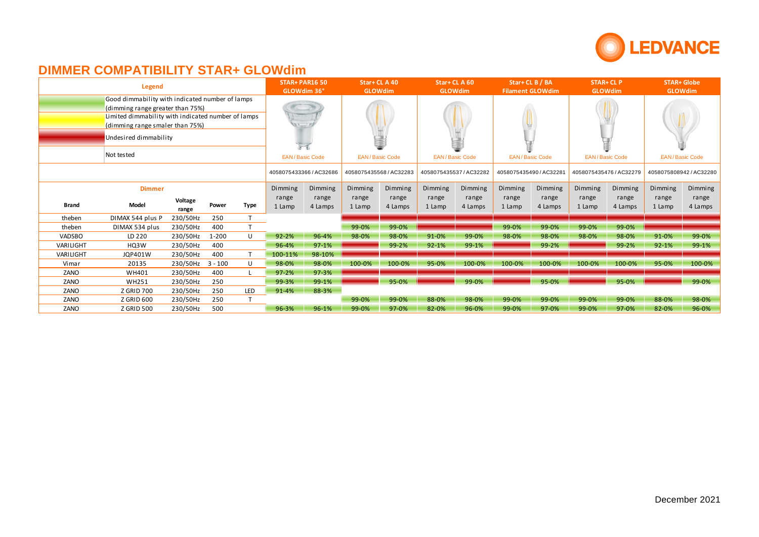# DIMMER COMPATIBILITY STAR+ GLOWdim

| Legend | |
|---|---|
| (green) | Good dimmability with indicated number of lamps (dimming range greater than 75%) |
| (yellow) | Limited dimmability with indicated number of lamps (dimming range smaler than 75%) |
| (red) | Undesired dimmability |
| (blank) | Not tested |

| Brand | Model | Voltage range | Power | Type | STAR+ PAR16 50 GLOWdim 36° | | Star+ CL A 40 GLOWdim | | Star+ CL A 60 GLOWdim | | Star+ CL B / BA Filament GLOWdim | | STAR+ CL P GLOWdim | | STAR+ Globe GLOWdim | |
|---|---|---|---|---|---|---|---|---|---|---|---|---|---|---|---|---|
| | | | | EAN / Basic Code | 4058075433366 / AC32686 | | 4058075435568 / AC32283 | | 4058075435537 / AC32282 | | 4058075435490 / AC32281 | | 4058075435476 / AC32279 | | 4058075808942 / AC32280 | |
| | | | | | Dimming range 1 Lamp | Dimming range 4 Lamps | Dimming range 1 Lamp | Dimming range 4 Lamps | Dimming range 1 Lamp | Dimming range 4 Lamps | Dimming range 1 Lamp | Dimming range 4 Lamps | Dimming range 1 Lamp | Dimming range 4 Lamps | Dimming range 1 Lamp | Dimming range 4 Lamps |
| theben | DIMAX 544 plus P | 230/50Hz | 250 | T | | | (red) | (red) | (red) | (red) | (red) | (red) | (red) | (red) | (red) | (red) |
| theben | DIMAX 534 plus | 230/50Hz | 400 | T | | | 99-0% | 99-0% | (red) | (red) | 99-0% | 99-0% | 99-0% | 99-0% | (red) | (red) |
| VADSBO | LD 220 | 230/50Hz | 1-200 | U | 92-2% | 96-4% | 98-0% | 98-0% | 91-0% | 99-0% | 98-0% | 98-0% | 98-0% | 98-0% | 91-0% | 99-0% |
| VARILIGHT | HQ3W | 230/50Hz | 400 | | 96-4% | 97-1% | (red) | 99-2% | 92-1% | 99-1% | (red) | 99-2% | (red) | 99-2% | 92-1% | 99-1% |
| VARILIGHT | JQP401W | 230/50Hz | 400 | T | 100-11% | 98-10% | (red) | (red) | (red) | (red) | (red) | (red) | (red) | (red) | (red) | (red) |
| Vimar | 20135 | 230/50Hz | 3 - 100 | U | 98-0% | 98-0% | 100-0% | 100-0% | 95-0% | 100-0% | 100-0% | 100-0% | 100-0% | 100-0% | 95-0% | 100-0% |
| ZANO | WH401 | 230/50Hz | 400 | L | 97-2% | 97-3% | (red) | (red) | (red) | (red) | (red) | (red) | (red) | (red) | (red) | (red) |
| ZANO | WH251 | 230/50Hz | 250 | | 99-3% | 99-1% | (red) | 95-0% | (red) | 99-0% | (red) | 95-0% | (red) | 95-0% | (red) | 99-0% |
| ZANO | Z GRID 700 | 230/50Hz | 250 | LED | 91-4% | 88-3% | | | | | | | | | | |
| ZANO | Z GRID 600 | 230/50Hz | 250 | T | | | 99-0% | 99-0% | 88-0% | 98-0% | 99-0% | 99-0% | 99-0% | 99-0% | 88-0% | 98-0% |
| ZANO | Z GRID 500 | 230/50Hz | 500 | | 96-3% | 96-1% | 99-0% | 97-0% | 82-0% | 96-0% | 99-0% | 97-0% | 99-0% | 97-0% | 82-0% | 96-0% |

December 2021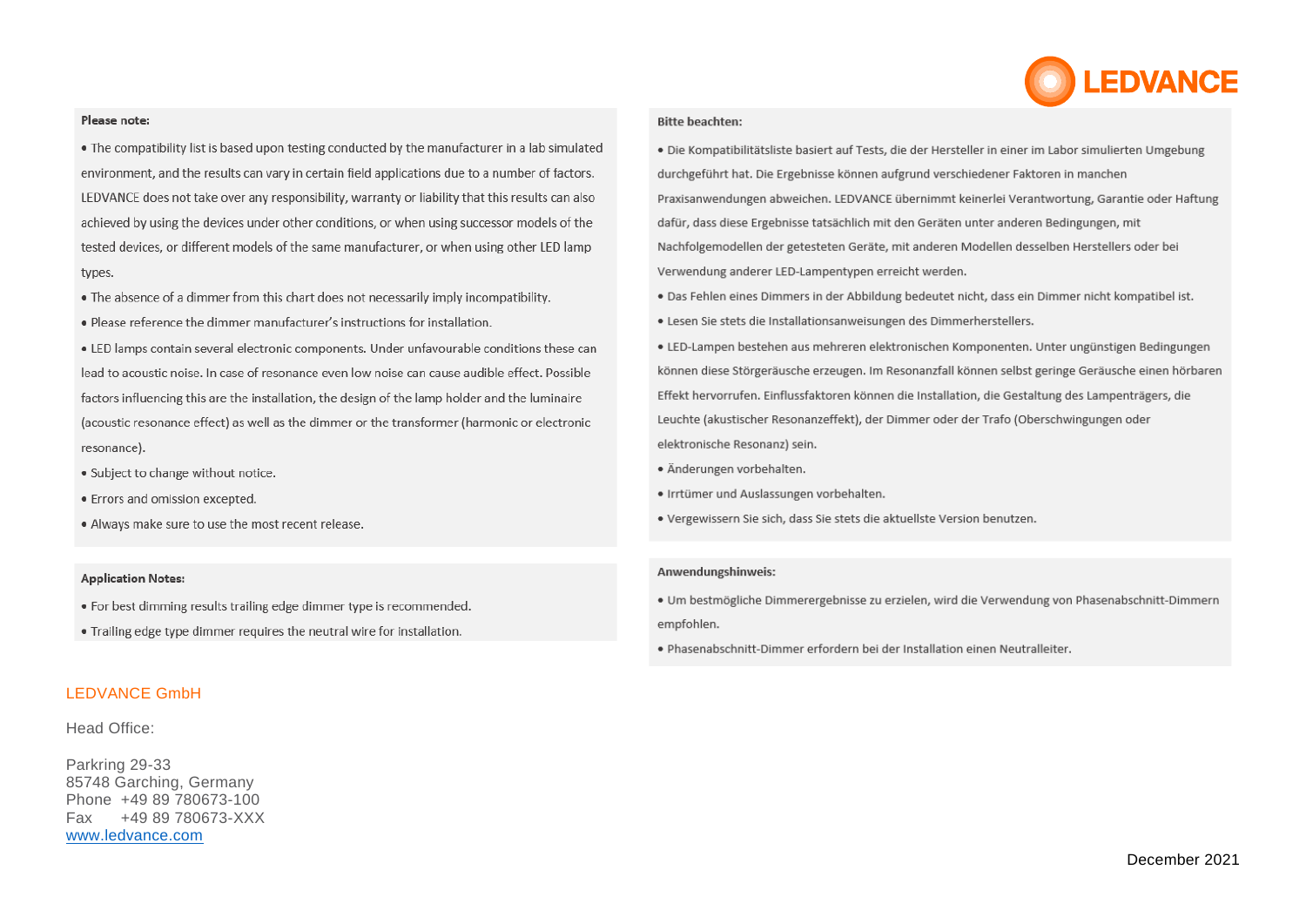**Please note:**

- The compatibility list is based upon testing conducted by the manufacturer in a lab simulated environment, and the results can vary in certain field applications due to a number of factors. LEDVANCE does not take over any responsibility, warranty or liability that this results can also achieved by using the devices under other conditions, or when using successor models of the tested devices, or different models of the same manufacturer, or when using other LED lamp types.
- The absence of a dimmer from this chart does not necessarily imply incompatibility.
- Please reference the dimmer manufacturer's instructions for installation.
- LED lamps contain several electronic components. Under unfavourable conditions these can lead to acoustic noise. In case of resonance even low noise can cause audible effect. Possible factors influencing this are the installation, the design of the lamp holder and the luminaire (acoustic resonance effect) as well as the dimmer or the transformer (harmonic or electronic resonance).
- Subject to change without notice.
- Errors and omission excepted.
- Always make sure to use the most recent release.

**Application Notes:**

- For best dimming results trailing edge dimmer type is recommended.
- Trailing edge type dimmer requires the neutral wire for installation.

**Bitte beachten:**

- Die Kompatibilitätsliste basiert auf Tests, die der Hersteller in einer im Labor simulierten Umgebung durchgeführt hat. Die Ergebnisse können aufgrund verschiedener Faktoren in manchen Praxisanwendungen abweichen. LEDVANCE übernimmt keinerlei Verantwortung, Garantie oder Haftung dafür, dass diese Ergebnisse tatsächlich mit den Geräten unter anderen Bedingungen, mit Nachfolgemodellen der getesteten Geräte, mit anderen Modellen desselben Herstellers oder bei Verwendung anderer LED-Lampentypen erreicht werden.
- Das Fehlen eines Dimmers in der Abbildung bedeutet nicht, dass ein Dimmer nicht kompatibel ist.
- Lesen Sie stets die Installationsanweisungen des Dimmerherstellers.
- LED-Lampen bestehen aus mehreren elektronischen Komponenten. Unter ungünstigen Bedingungen können diese Störgeräusche erzeugen. Im Resonanzfall können selbst geringe Geräusche einen hörbaren Effekt hervorrufen. Einflussfaktoren können die Installation, die Gestaltung des Lampenträgers, die Leuchte (akustischer Resonanzeffekt), der Dimmer oder der Trafo (Oberschwingungen oder elektronische Resonanz) sein.
- Änderungen vorbehalten.
- Irrtümer und Auslassungen vorbehalten.
- Vergewissern Sie sich, dass Sie stets die aktuellste Version benutzen.

**Anwendungshinweis:**

- Um bestmögliche Dimmerergebnisse zu erzielen, wird die Verwendung von Phasenabschnitt-Dimmern empfohlen.
- Phasenabschnitt-Dimmer erfordern bei der Installation einen Neutralleiter.

LEDVANCE GmbH

Head Office:

Parkring 29-33
85748 Garching, Germany
Phone +49 89 780673-100
Fax +49 89 780673-XXX
www.ledvance.com

December 2021